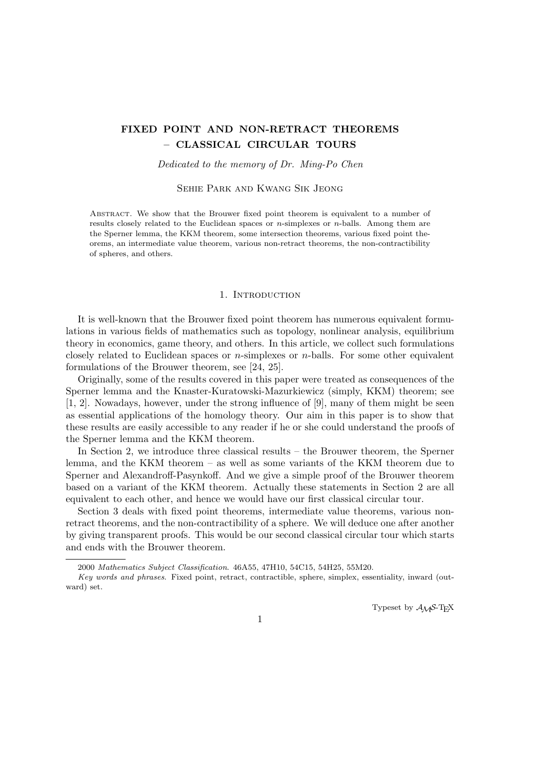# FIXED POINT AND NON-RETRACT THEOREMS – CLASSICAL CIRCULAR TOURS

*Dedicated to the memory of Dr. Ming-Po Chen*

Sehie Park and Kwang Sik Jeong

Abstract. We show that the Brouwer fixed point theorem is equivalent to a number of results closely related to the Euclidean spaces or $n$-simplexes or $n$-balls. Among them are the Sperner lemma, the KKM theorem, some intersection theorems, various fixed point theorems, an intermediate value theorem, various non-retract theorems, the non-contractibility of spheres, and others.

## 1. Introduction

It is well-known that the Brouwer fixed point theorem has numerous equivalent formulations in various fields of mathematics such as topology, nonlinear analysis, equilibrium theory in economics, game theory, and others. In this article, we collect such formulations closely related to Euclidean spaces or $n$-simplexes or $n$-balls. For some other equivalent formulations of the Brouwer theorem, see [24, 25].

Originally, some of the results covered in this paper were treated as consequences of the Sperner lemma and the Knaster-Kuratowski-Mazurkiewicz (simply, KKM) theorem; see [1, 2]. Nowadays, however, under the strong influence of [9], many of them might be seen as essential applications of the homology theory. Our aim in this paper is to show that these results are easily accessible to any reader if he or she could understand the proofs of the Sperner lemma and the KKM theorem.

In Section 2, we introduce three classical results – the Brouwer theorem, the Sperner lemma, and the KKM theorem – as well as some variants of the KKM theorem due to Sperner and Alexandroff-Pasynkoff. And we give a simple proof of the Brouwer theorem based on a variant of the KKM theorem. Actually these statements in Section 2 are all equivalent to each other, and hence we would have our first classical circular tour.

Section 3 deals with fixed point theorems, intermediate value theorems, various non-retract theorems, and the non-contractibility of a sphere. We will deduce one after another by giving transparent proofs. This would be our second classical circular tour which starts and ends with the Brouwer theorem.

---

2000 *Mathematics Subject Classification*. 46A55, 47H10, 54C15, 54H25, 55M20.

*Key words and phrases*. Fixed point, retract, contractible, sphere, simplex, essentiality, inward (outward) set.

Typeset by $\mathcal{A}_{\mathcal{M}}\mathcal{S}$-TEX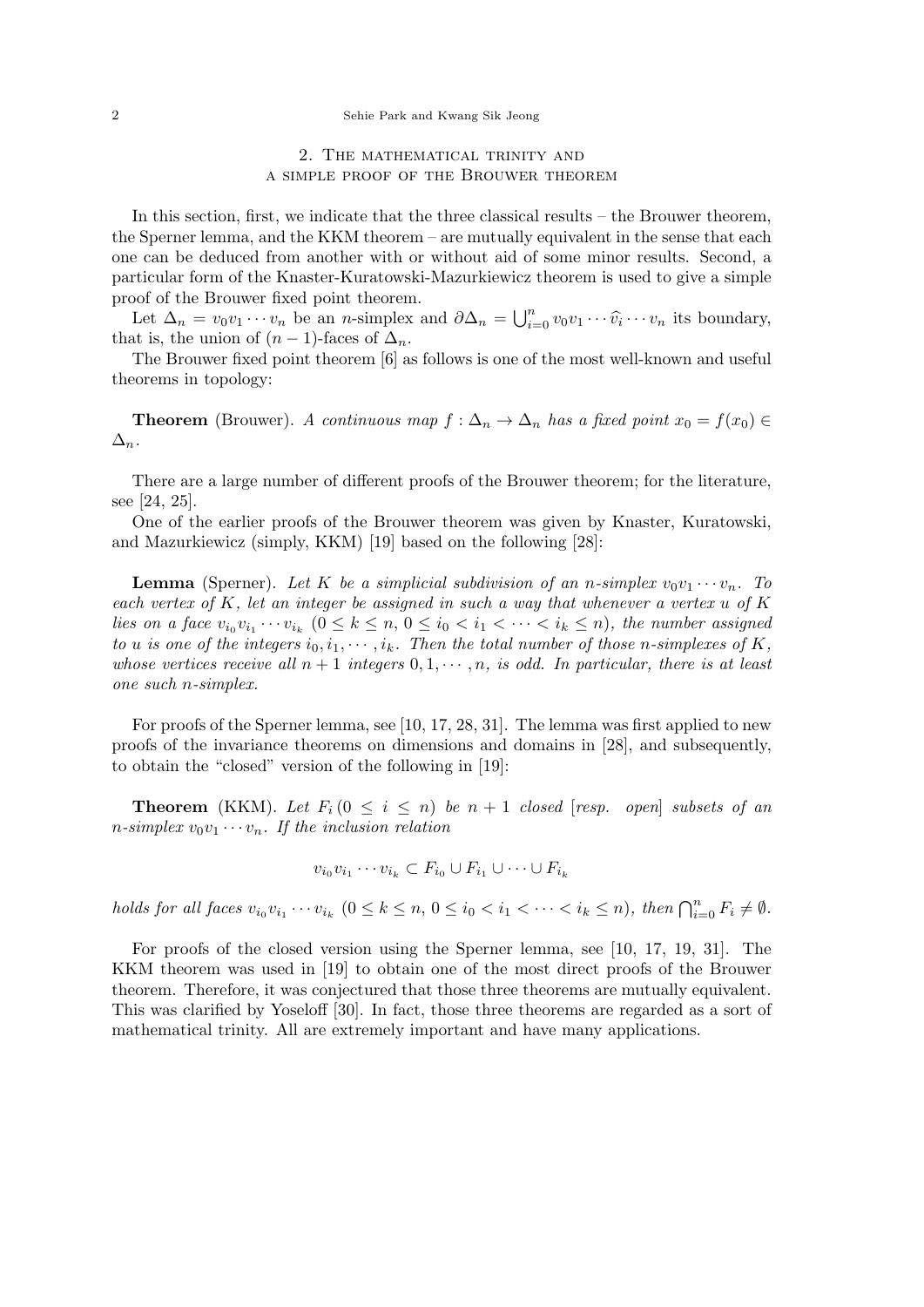## 2. The mathematical trinity and a simple proof of the Brouwer theorem

In this section, first, we indicate that the three classical results – the Brouwer theorem, the Sperner lemma, and the KKM theorem – are mutually equivalent in the sense that each one can be deduced from another with or without aid of some minor results. Second, a particular form of the Knaster-Kuratowski-Mazurkiewicz theorem is used to give a simple proof of the Brouwer fixed point theorem.

Let $\Delta_n = v_0 v_1 \cdots v_n$ be an $n$-simplex and $\partial \Delta_n = \bigcup_{i=0}^n v_0 v_1 \cdots \widehat{v_i} \cdots v_n$ its boundary, that is, the union of $(n-1)$-faces of $\Delta_n$.

The Brouwer fixed point theorem [6] as follows is one of the most well-known and useful theorems in topology:

**Theorem** (Brouwer). *A continuous map $f : \Delta_n \to \Delta_n$ has a fixed point $x_0 = f(x_0) \in \Delta_n$.*

There are a large number of different proofs of the Brouwer theorem; for the literature, see [24, 25].

One of the earlier proofs of the Brouwer theorem was given by Knaster, Kuratowski, and Mazurkiewicz (simply, KKM) [19] based on the following [28]:

**Lemma** (Sperner). *Let $K$ be a simplicial subdivision of an $n$-simplex $v_0 v_1 \cdots v_n$. To each vertex of $K$, let an integer be assigned in such a way that whenever a vertex $u$ of $K$ lies on a face $v_{i_0} v_{i_1} \cdots v_{i_k}$ $(0 \le k \le n,\ 0 \le i_0 < i_1 < \cdots < i_k \le n)$, the number assigned to $u$ is one of the integers $i_0, i_1, \cdots, i_k$. Then the total number of those $n$-simplexes of $K$, whose vertices receive all $n+1$ integers $0, 1, \cdots, n$, is odd. In particular, there is at least one such $n$-simplex.*

For proofs of the Sperner lemma, see [10, 17, 28, 31]. The lemma was first applied to new proofs of the invariance theorems on dimensions and domains in [28], and subsequently, to obtain the "closed" version of the following in [19]:

**Theorem** (KKM). *Let $F_i\,(0 \le i \le n)$ be $n+1$ closed [resp. open] subsets of an $n$-simplex $v_0 v_1 \cdots v_n$. If the inclusion relation*

$$v_{i_0} v_{i_1} \cdots v_{i_k} \subset F_{i_0} \cup F_{i_1} \cup \cdots \cup F_{i_k}$$

*holds for all faces $v_{i_0} v_{i_1} \cdots v_{i_k}$ $(0 \le k \le n,\ 0 \le i_0 < i_1 < \cdots < i_k \le n)$, then $\bigcap_{i=0}^n F_i \neq \emptyset$.*

For proofs of the closed version using the Sperner lemma, see [10, 17, 19, 31]. The KKM theorem was used in [19] to obtain one of the most direct proofs of the Brouwer theorem. Therefore, it was conjectured that those three theorems are mutually equivalent. This was clarified by Yoseloff [30]. In fact, those three theorems are regarded as a sort of mathematical trinity. All are extremely important and have many applications.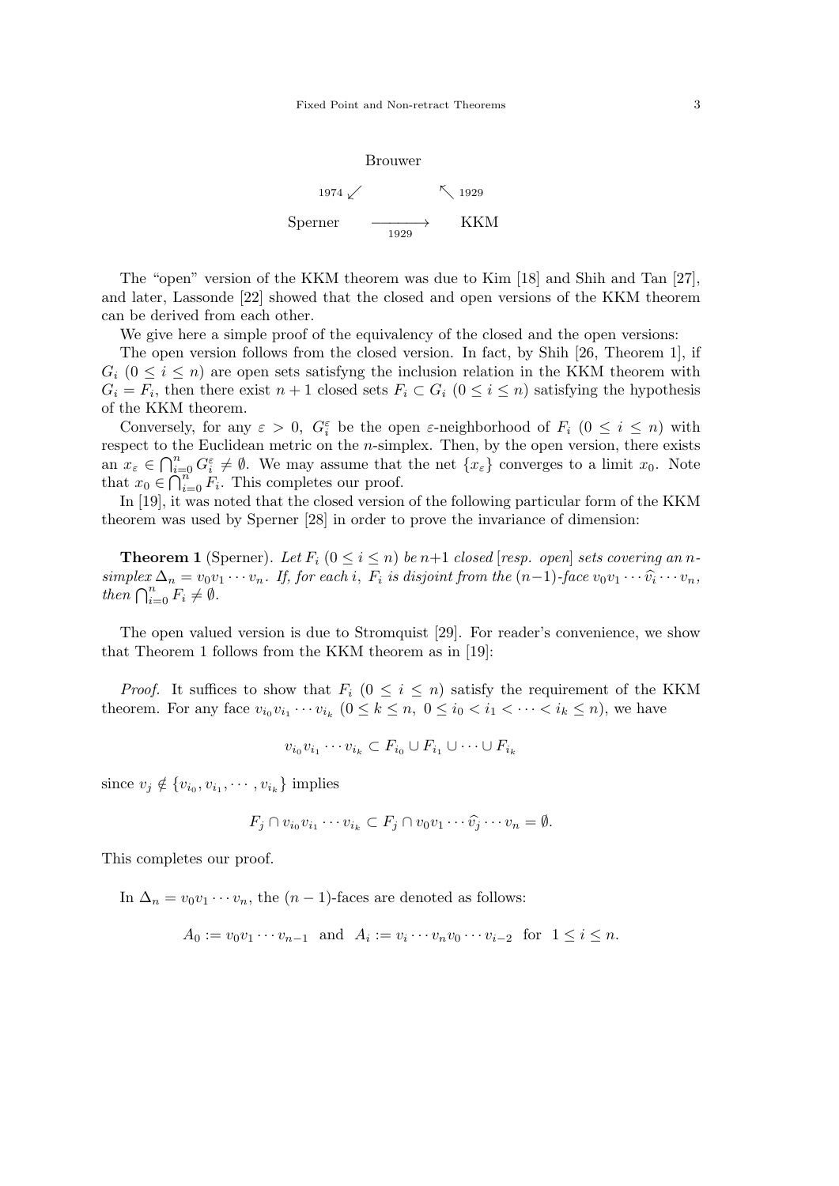$$
\begin{array}{ccc}
 & \text{Brouwer} & \\
{}^{1974}\swarrow & & \nwarrow{}^{1929} \\
\text{Sperner} & \xrightarrow[1929]{} & \text{KKM}
\end{array}
$$

The "open" version of the KKM theorem was due to Kim [18] and Shih and Tan [27], and later, Lassonde [22] showed that the closed and open versions of the KKM theorem can be derived from each other.

We give here a simple proof of the equivalency of the closed and the open versions:

The open version follows from the closed version. In fact, by Shih [26, Theorem 1], if $G_i$ $(0 \leq i \leq n)$ are open sets satisfyng the inclusion relation in the KKM theorem with $G_i = F_i$, then there exist $n+1$ closed sets $F_i \subset G_i$ $(0 \leq i \leq n)$ satisfying the hypothesis of the KKM theorem.

Conversely, for any $\varepsilon > 0$, $G_i^\varepsilon$ be the open $\varepsilon$-neighborhood of $F_i$ $(0 \leq i \leq n)$ with respect to the Euclidean metric on the $n$-simplex. Then, by the open version, there exists an $x_\varepsilon \in \bigcap_{i=0}^n G_i^\varepsilon \neq \emptyset$. We may assume that the net $\{x_\varepsilon\}$ converges to a limit $x_0$. Note that $x_0 \in \bigcap_{i=0}^n F_i$. This completes our proof.

In [19], it was noted that the closed version of the following particular form of the KKM theorem was used by Sperner [28] in order to prove the invariance of dimension:

**Theorem 1** (Sperner). *Let $F_i$ $(0 \leq i \leq n)$ be $n+1$ closed [resp. open] sets covering an $n$-simplex $\Delta_n = v_0 v_1 \cdots v_n$. If, for each $i$, $F_i$ is disjoint from the $(n-1)$-face $v_0 v_1 \cdots \widehat{v_i} \cdots v_n$, then $\bigcap_{i=0}^n F_i \neq \emptyset$.*

The open valued version is due to Stromquist [29]. For reader's convenience, we show that Theorem 1 follows from the KKM theorem as in [19]:

*Proof.* It suffices to show that $F_i$ $(0 \leq i \leq n)$ satisfy the requirement of the KKM theorem. For any face $v_{i_0} v_{i_1} \cdots v_{i_k}$ $(0 \leq k \leq n,\ 0 \leq i_0 < i_1 < \cdots < i_k \leq n)$, we have

$$v_{i_0} v_{i_1} \cdots v_{i_k} \subset F_{i_0} \cup F_{i_1} \cup \cdots \cup F_{i_k}$$

since $v_j \notin \{v_{i_0}, v_{i_1}, \cdots, v_{i_k}\}$ implies

$$F_j \cap v_{i_0} v_{i_1} \cdots v_{i_k} \subset F_j \cap v_0 v_1 \cdots \widehat{v_j} \cdots v_n = \emptyset.$$

This completes our proof.

In $\Delta_n = v_0 v_1 \cdots v_n$, the $(n-1)$-faces are denoted as follows:

$$A_0 := v_0 v_1 \cdots v_{n-1} \quad \text{and} \quad A_i := v_i \cdots v_n v_0 \cdots v_{i-2} \quad \text{for} \quad 1 \leq i \leq n.$$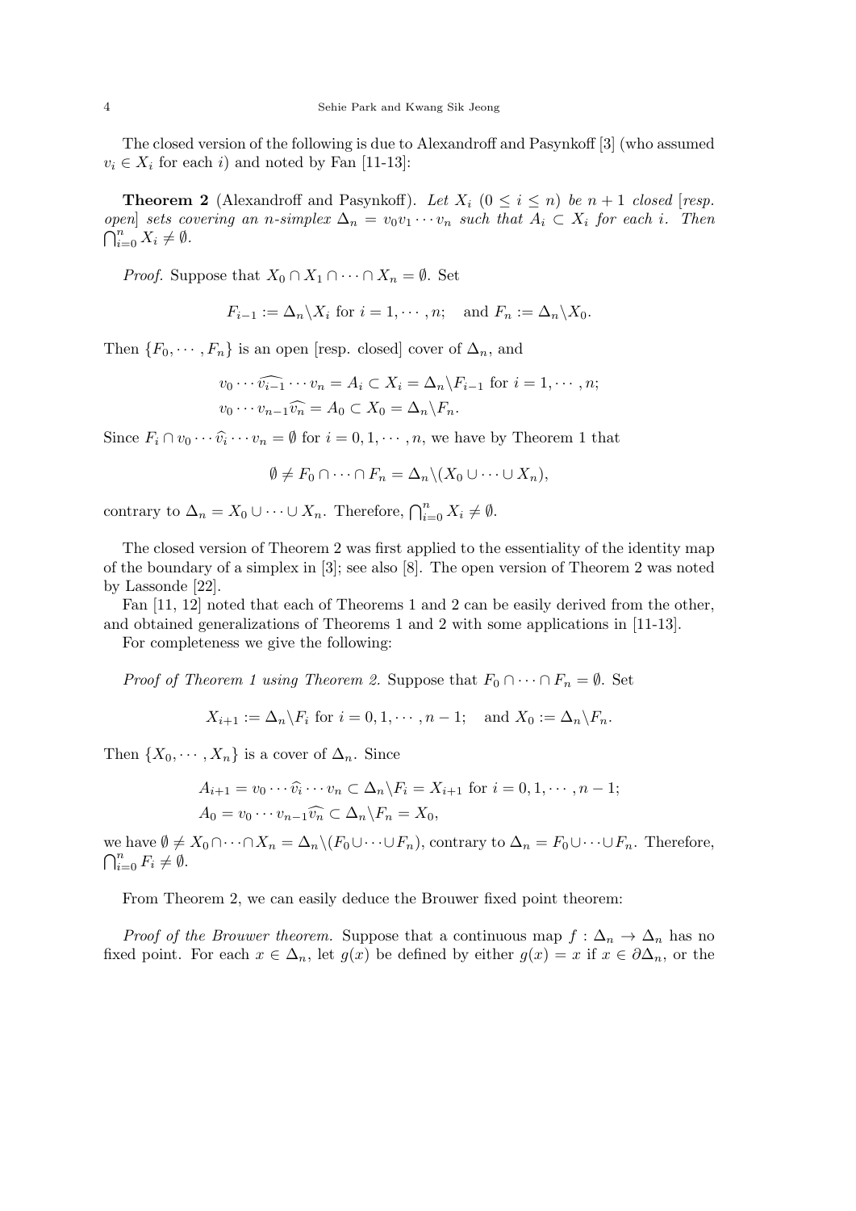The closed version of the following is due to Alexandroff and Pasynkoff [3] (who assumed $v_i \in X_i$ for each $i$) and noted by Fan [11-13]:

**Theorem 2** (Alexandroff and Pasynkoff). *Let $X_i$ $(0 \leq i \leq n)$ be $n+1$ closed [resp. open] sets covering an $n$-simplex $\Delta_n = v_0 v_1 \cdots v_n$ such that $A_i \subset X_i$ for each $i$. Then $\bigcap_{i=0}^n X_i \neq \emptyset$.*

*Proof.* Suppose that $X_0 \cap X_1 \cap \cdots \cap X_n = \emptyset$. Set

$$F_{i-1} := \Delta_n \backslash X_i \text{ for } i = 1, \cdots, n; \quad \text{and } F_n := \Delta_n \backslash X_0.$$

Then $\{F_0, \cdots, F_n\}$ is an open [resp. closed] cover of $\Delta_n$, and

$$v_0 \cdots \widehat{v_{i-1}} \cdots v_n = A_i \subset X_i = \Delta_n \backslash F_{i-1} \text{ for } i = 1, \cdots, n;$$
$$v_0 \cdots v_{n-1} \widehat{v_n} = A_0 \subset X_0 = \Delta_n \backslash F_n.$$

Since $F_i \cap v_0 \cdots \widehat{v_i} \cdots v_n = \emptyset$ for $i = 0, 1, \cdots, n$, we have by Theorem 1 that

$$\emptyset \neq F_0 \cap \cdots \cap F_n = \Delta_n \backslash (X_0 \cup \cdots \cup X_n),$$

contrary to $\Delta_n = X_0 \cup \cdots \cup X_n$. Therefore, $\bigcap_{i=0}^n X_i \neq \emptyset$.

The closed version of Theorem 2 was first applied to the essentiality of the identity map of the boundary of a simplex in [3]; see also [8]. The open version of Theorem 2 was noted by Lassonde [22].

Fan [11, 12] noted that each of Theorems 1 and 2 can be easily derived from the other, and obtained generalizations of Theorems 1 and 2 with some applications in [11-13].

For completeness we give the following:

*Proof of Theorem 1 using Theorem 2.* Suppose that $F_0 \cap \cdots \cap F_n = \emptyset$. Set

$$X_{i+1} := \Delta_n \backslash F_i \text{ for } i = 0, 1, \cdots, n-1; \quad \text{and } X_0 := \Delta_n \backslash F_n.$$

Then $\{X_0, \cdots, X_n\}$ is a cover of $\Delta_n$. Since

$$A_{i+1} = v_0 \cdots \widehat{v_i} \cdots v_n \subset \Delta_n \backslash F_i = X_{i+1} \text{ for } i = 0, 1, \cdots, n-1;$$
$$A_0 = v_0 \cdots v_{n-1} \widehat{v_n} \subset \Delta_n \backslash F_n = X_0,$$

we have $\emptyset \neq X_0 \cap \cdots \cap X_n = \Delta_n \backslash (F_0 \cup \cdots \cup F_n)$, contrary to $\Delta_n = F_0 \cup \cdots \cup F_n$. Therefore, $\bigcap_{i=0}^n F_i \neq \emptyset$.

From Theorem 2, we can easily deduce the Brouwer fixed point theorem:

*Proof of the Brouwer theorem.* Suppose that a continuous map $f : \Delta_n \to \Delta_n$ has no fixed point. For each $x \in \Delta_n$, let $g(x)$ be defined by either $g(x) = x$ if $x \in \partial \Delta_n$, or the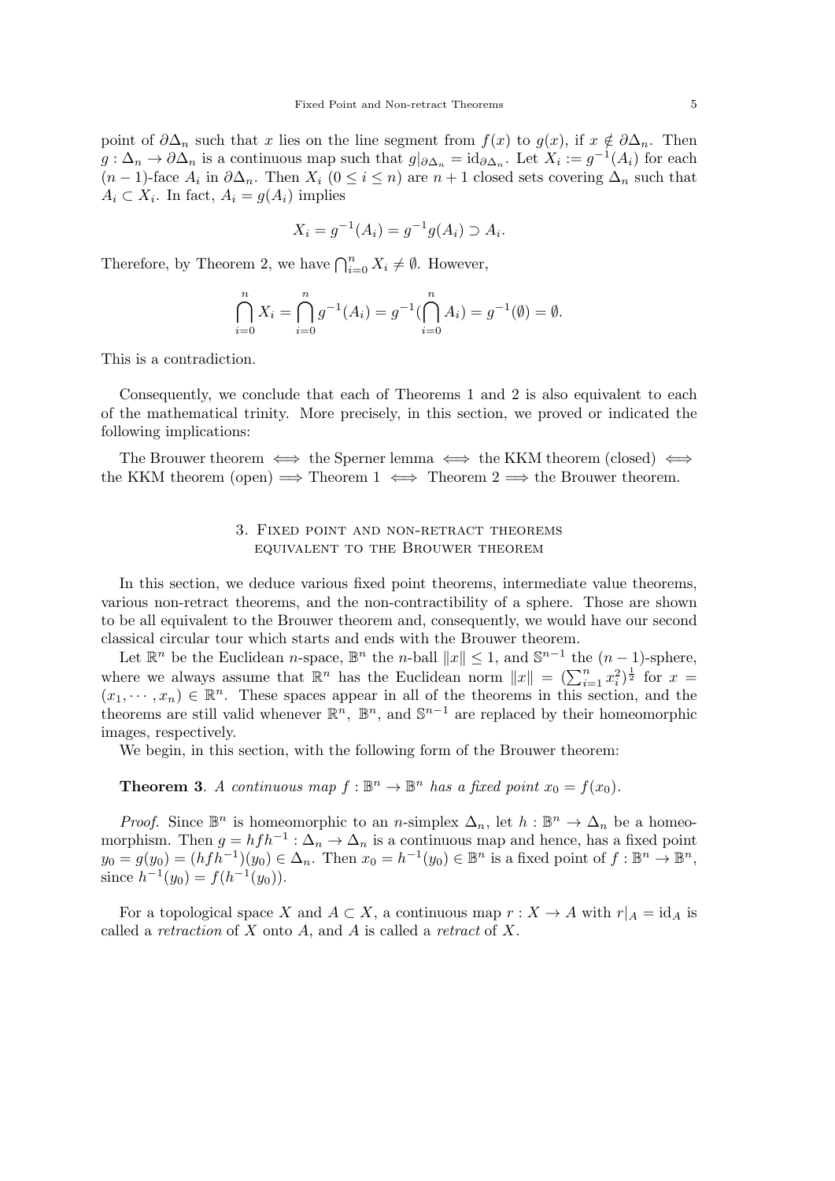point of $\partial\Delta_n$ such that $x$ lies on the line segment from $f(x)$ to $g(x)$, if $x \notin \partial\Delta_n$. Then $g : \Delta_n \to \partial\Delta_n$ is a continuous map such that $g|_{\partial\Delta_n} = \mathrm{id}_{\partial\Delta_n}$. Let $X_i := g^{-1}(A_i)$ for each $(n-1)$-face $A_i$ in $\partial\Delta_n$. Then $X_i$ $(0 \le i \le n)$ are $n+1$ closed sets covering $\Delta_n$ such that $A_i \subset X_i$. In fact, $A_i = g(A_i)$ implies

$$X_i = g^{-1}(A_i) = g^{-1}g(A_i) \supset A_i.$$

Therefore, by Theorem 2, we have $\bigcap_{i=0}^n X_i \neq \emptyset$. However,

$$\bigcap_{i=0}^{n} X_i = \bigcap_{i=0}^{n} g^{-1}(A_i) = g^{-1}(\bigcap_{i=0}^{n} A_i) = g^{-1}(\emptyset) = \emptyset.$$

This is a contradiction.

Consequently, we conclude that each of Theorems 1 and 2 is also equivalent to each of the mathematical trinity. More precisely, in this section, we proved or indicated the following implications:

The Brouwer theorem $\iff$ the Sperner lemma $\iff$ the KKM theorem (closed) $\iff$ the KKM theorem (open) $\implies$ Theorem 1 $\iff$ Theorem 2 $\implies$ the Brouwer theorem.

## 3. Fixed point and non-retract theorems equivalent to the Brouwer theorem

In this section, we deduce various fixed point theorems, intermediate value theorems, various non-retract theorems, and the non-contractibility of a sphere. Those are shown to be all equivalent to the Brouwer theorem and, consequently, we would have our second classical circular tour which starts and ends with the Brouwer theorem.

Let $\mathbb{R}^n$ be the Euclidean $n$-space, $\mathbb{B}^n$ the $n$-ball $\|x\| \le 1$, and $\mathbb{S}^{n-1}$ the $(n-1)$-sphere, where we always assume that $\mathbb{R}^n$ has the Euclidean norm $\|x\| = (\sum_{i=1}^n x_i^2)^{\frac{1}{2}}$ for $x = (x_1, \cdots, x_n) \in \mathbb{R}^n$. These spaces appear in all of the theorems in this section, and the theorems are still valid whenever $\mathbb{R}^n$, $\mathbb{B}^n$, and $\mathbb{S}^{n-1}$ are replaced by their homeomorphic images, respectively.

We begin, in this section, with the following form of the Brouwer theorem:

**Theorem 3**. *A continuous map $f : \mathbb{B}^n \to \mathbb{B}^n$ has a fixed point $x_0 = f(x_0)$.*

*Proof.* Since $\mathbb{B}^n$ is homeomorphic to an $n$-simplex $\Delta_n$, let $h : \mathbb{B}^n \to \Delta_n$ be a homeomorphism. Then $g = hfh^{-1} : \Delta_n \to \Delta_n$ is a continuous map and hence, has a fixed point $y_0 = g(y_0) = (hfh^{-1})(y_0) \in \Delta_n$. Then $x_0 = h^{-1}(y_0) \in \mathbb{B}^n$ is a fixed point of $f : \mathbb{B}^n \to \mathbb{B}^n$, since $h^{-1}(y_0) = f(h^{-1}(y_0))$.

For a topological space $X$ and $A \subset X$, a continuous map $r : X \to A$ with $r|_A = \mathrm{id}_A$ is called a *retraction* of $X$ onto $A$, and $A$ is called a *retract* of $X$.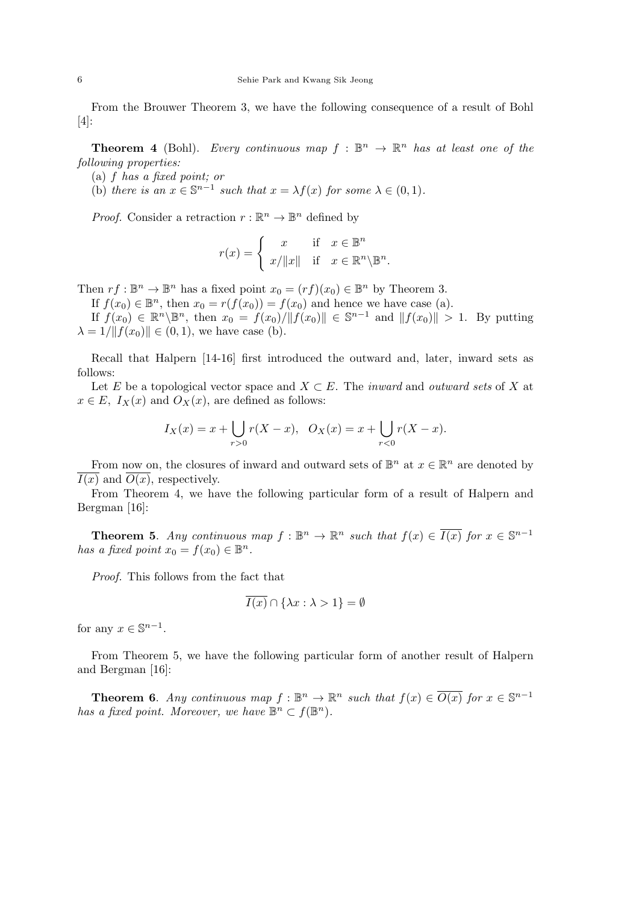From the Brouwer Theorem 3, we have the following consequence of a result of Bohl [4]:

**Theorem 4** (Bohl). *Every continuous map $f : \mathbb{B}^n \to \mathbb{R}^n$ has at least one of the following properties:*

(a) *$f$ has a fixed point; or*

(b) *there is an $x \in \mathbb{S}^{n-1}$ such that $x = \lambda f(x)$ for some $\lambda \in (0, 1)$.*

*Proof.* Consider a retraction $r : \mathbb{R}^n \to \mathbb{B}^n$ defined by

$$r(x) = \begin{cases} x & \text{if } \ x \in \mathbb{B}^n \\ x/\|x\| & \text{if } \ x \in \mathbb{R}^n \backslash \mathbb{B}^n. \end{cases}$$

Then $rf : \mathbb{B}^n \to \mathbb{B}^n$ has a fixed point $x_0 = (rf)(x_0) \in \mathbb{B}^n$ by Theorem 3.

If $f(x_0) \in \mathbb{B}^n$, then $x_0 = r(f(x_0)) = f(x_0)$ and hence we have case (a).

If $f(x_0) \in \mathbb{R}^n \backslash \mathbb{B}^n$, then $x_0 = f(x_0)/\|f(x_0)\| \in \mathbb{S}^{n-1}$ and $\|f(x_0)\| > 1$. By putting $\lambda = 1/\|f(x_0)\| \in (0, 1)$, we have case (b).

Recall that Halpern [14-16] first introduced the outward and, later, inward sets as follows:

Let $E$ be a topological vector space and $X \subset E$. The *inward* and *outward sets* of $X$ at $x \in E$, $I_X(x)$ and $O_X(x)$, are defined as follows:

$$I_X(x) = x + \bigcup_{r>0} r(X - x), \quad O_X(x) = x + \bigcup_{r<0} r(X - x).$$

From now on, the closures of inward and outward sets of $\mathbb{B}^n$ at $x \in \mathbb{R}^n$ are denoted by $\overline{I(x)}$ and $\overline{O(x)}$, respectively.

From Theorem 4, we have the following particular form of a result of Halpern and Bergman [16]:

**Theorem 5**. *Any continuous map $f : \mathbb{B}^n \to \mathbb{R}^n$ such that $f(x) \in \overline{I(x)}$ for $x \in \mathbb{S}^{n-1}$ has a fixed point $x_0 = f(x_0) \in \mathbb{B}^n$.*

*Proof.* This follows from the fact that

$$\overline{I(x)} \cap \{\lambda x : \lambda > 1\} = \emptyset$$

for any $x \in \mathbb{S}^{n-1}$.

From Theorem 5, we have the following particular form of another result of Halpern and Bergman [16]:

**Theorem 6**. *Any continuous map $f : \mathbb{B}^n \to \mathbb{R}^n$ such that $f(x) \in \overline{O(x)}$ for $x \in \mathbb{S}^{n-1}$ has a fixed point. Moreover, we have $\mathbb{B}^n \subset f(\mathbb{B}^n)$.*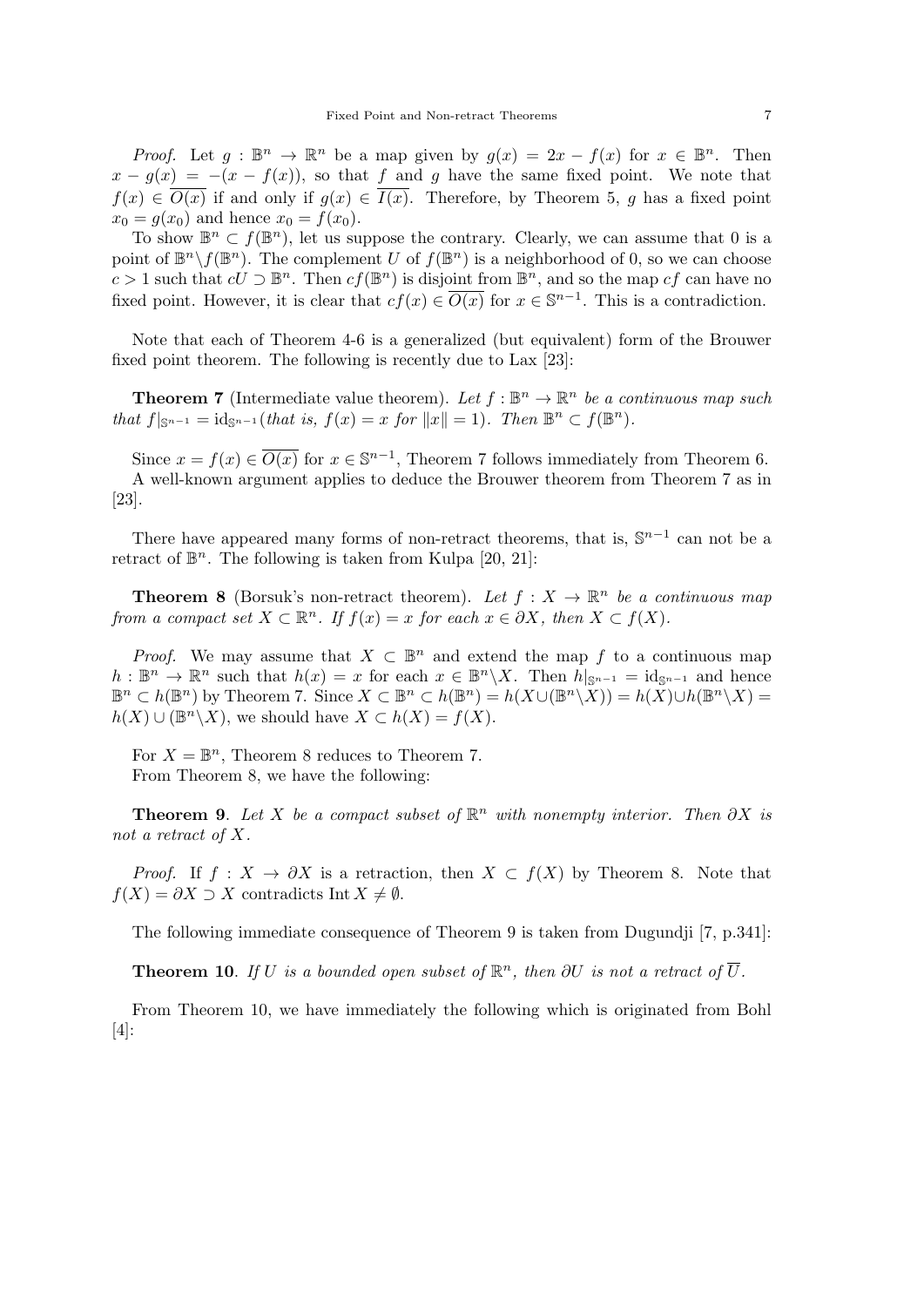*Proof.* Let $g : \mathbb{B}^n \to \mathbb{R}^n$ be a map given by $g(x) = 2x - f(x)$ for $x \in \mathbb{B}^n$. Then $x - g(x) = -(x - f(x))$, so that $f$ and $g$ have the same fixed point. We note that $f(x) \in \overline{O(x)}$ if and only if $g(x) \in \overline{I(x)}$. Therefore, by Theorem 5, $g$ has a fixed point $x_0 = g(x_0)$ and hence $x_0 = f(x_0)$.

To show $\mathbb{B}^n \subset f(\mathbb{B}^n)$, let us suppose the contrary. Clearly, we can assume that 0 is a point of $\mathbb{B}^n \backslash f(\mathbb{B}^n)$. The complement $U$ of $f(\mathbb{B}^n)$ is a neighborhood of 0, so we can choose $c > 1$ such that $cU \supset \mathbb{B}^n$. Then $cf(\mathbb{B}^n)$ is disjoint from $\mathbb{B}^n$, and so the map $cf$ can have no fixed point. However, it is clear that $cf(x) \in \overline{O(x)}$ for $x \in \mathbb{S}^{n-1}$. This is a contradiction.

Note that each of Theorem 4-6 is a generalized (but equivalent) form of the Brouwer fixed point theorem. The following is recently due to Lax [23]:

**Theorem 7** (Intermediate value theorem). *Let $f : \mathbb{B}^n \to \mathbb{R}^n$ be a continuous map such that $f|_{\mathbb{S}^{n-1}} = \mathrm{id}_{\mathbb{S}^{n-1}}$ (that is, $f(x) = x$ for $\|x\| = 1$). Then $\mathbb{B}^n \subset f(\mathbb{B}^n)$.*

Since $x = f(x) \in \overline{O(x)}$ for $x \in \mathbb{S}^{n-1}$, Theorem 7 follows immediately from Theorem 6. A well-known argument applies to deduce the Brouwer theorem from Theorem 7 as in [23].

There have appeared many forms of non-retract theorems, that is, $\mathbb{S}^{n-1}$ can not be a retract of $\mathbb{B}^n$. The following is taken from Kulpa [20, 21]:

**Theorem 8** (Borsuk's non-retract theorem). *Let $f : X \to \mathbb{R}^n$ be a continuous map from a compact set $X \subset \mathbb{R}^n$. If $f(x) = x$ for each $x \in \partial X$, then $X \subset f(X)$.*

*Proof.* We may assume that $X \subset \mathbb{B}^n$ and extend the map $f$ to a continuous map $h : \mathbb{B}^n \to \mathbb{R}^n$ such that $h(x) = x$ for each $x \in \mathbb{B}^n \backslash X$. Then $h|_{\mathbb{S}^{n-1}} = \mathrm{id}_{\mathbb{S}^{n-1}}$ and hence $\mathbb{B}^n \subset h(\mathbb{B}^n)$ by Theorem 7. Since $X \subset \mathbb{B}^n \subset h(\mathbb{B}^n) = h(X \cup (\mathbb{B}^n \backslash X)) = h(X) \cup h(\mathbb{B}^n \backslash X) = h(X) \cup (\mathbb{B}^n \backslash X)$, we should have $X \subset h(X) = f(X)$.

For $X = \mathbb{B}^n$, Theorem 8 reduces to Theorem 7.

From Theorem 8, we have the following:

**Theorem 9**. *Let $X$ be a compact subset of $\mathbb{R}^n$ with nonempty interior. Then $\partial X$ is not a retract of $X$.*

*Proof.* If $f : X \to \partial X$ is a retraction, then $X \subset f(X)$ by Theorem 8. Note that $f(X) = \partial X \supset X$ contradicts $\mathrm{Int}\, X \neq \emptyset$.

The following immediate consequence of Theorem 9 is taken from Dugundji [7, p.341]:

**Theorem 10**. *If $U$ is a bounded open subset of $\mathbb{R}^n$, then $\partial U$ is not a retract of $\overline{U}$.*

From Theorem 10, we have immediately the following which is originated from Bohl [4]: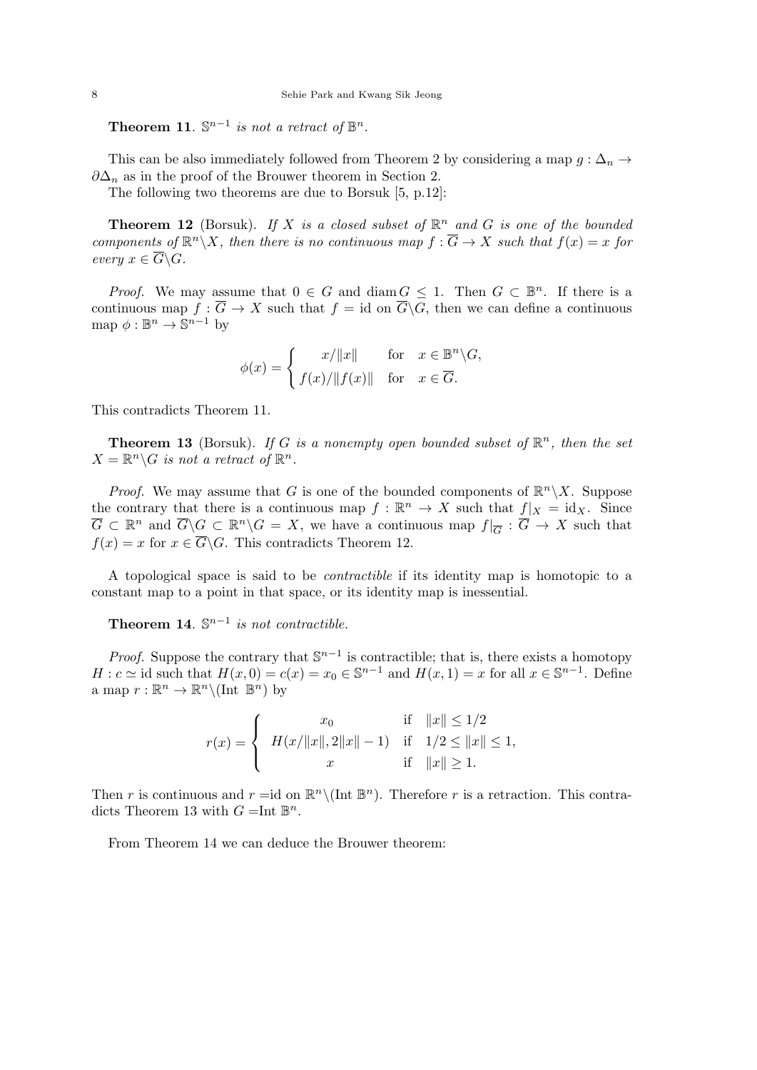**Theorem 11**. *$\mathbb{S}^{n-1}$ is not a retract of $\mathbb{B}^n$.*

This can be also immediately followed from Theorem 2 by considering a map $g : \Delta_n \to \partial\Delta_n$ as in the proof of the Brouwer theorem in Section 2.

The following two theorems are due to Borsuk [5, p.12]:

**Theorem 12** (Borsuk). *If $X$ is a closed subset of $\mathbb{R}^n$ and $G$ is one of the bounded components of $\mathbb{R}^n\backslash X$, then there is no continuous map $f : \overline{G} \to X$ such that $f(x) = x$ for every $x \in \overline{G}\backslash G$.*

*Proof.* We may assume that $0 \in G$ and $\operatorname{diam} G \leq 1$. Then $G \subset \mathbb{B}^n$. If there is a continuous map $f : \overline{G} \to X$ such that $f = \text{id}$ on $\overline{G}\backslash G$, then we can define a continuous map $\phi : \mathbb{B}^n \to \mathbb{S}^{n-1}$ by

$$\phi(x) = \begin{cases} x/\|x\| & \text{for} \quad x \in \mathbb{B}^n\backslash G, \\ f(x)/\|f(x)\| & \text{for} \quad x \in \overline{G}. \end{cases}$$

This contradicts Theorem 11.

**Theorem 13** (Borsuk). *If $G$ is a nonempty open bounded subset of $\mathbb{R}^n$, then the set $X = \mathbb{R}^n\backslash G$ is not a retract of $\mathbb{R}^n$.*

*Proof.* We may assume that $G$ is one of the bounded components of $\mathbb{R}^n\backslash X$. Suppose the contrary that there is a continuous map $f : \mathbb{R}^n \to X$ such that $f|_X = \text{id}_X$. Since $\overline{G} \subset \mathbb{R}^n$ and $\overline{G}\backslash G \subset \mathbb{R}^n\backslash G = X$, we have a continuous map $f|_{\overline{G}} : \overline{G} \to X$ such that $f(x) = x$ for $x \in \overline{G}\backslash G$. This contradicts Theorem 12.

A topological space is said to be *contractible* if its identity map is homotopic to a constant map to a point in that space, or its identity map is inessential.

**Theorem 14**. *$\mathbb{S}^{n-1}$ is not contractible.*

*Proof.* Suppose the contrary that $\mathbb{S}^{n-1}$ is contractible; that is, there exists a homotopy $H : c \simeq \text{id}$ such that $H(x, 0) = c(x) = x_0 \in \mathbb{S}^{n-1}$ and $H(x, 1) = x$ for all $x \in \mathbb{S}^{n-1}$. Define a map $r : \mathbb{R}^n \to \mathbb{R}^n\backslash(\text{Int } \mathbb{B}^n)$ by

$$r(x) = \begin{cases} x_0 & \text{if} \quad \|x\| \leq 1/2 \\ H(x/\|x\|, 2\|x\| - 1) & \text{if} \quad 1/2 \leq \|x\| \leq 1, \\ x & \text{if} \quad \|x\| \geq 1. \end{cases}$$

Then $r$ is continuous and $r = \text{id}$ on $\mathbb{R}^n\backslash(\text{Int } \mathbb{B}^n)$. Therefore $r$ is a retraction. This contradicts Theorem 13 with $G = \text{Int } \mathbb{B}^n$.

From Theorem 14 we can deduce the Brouwer theorem: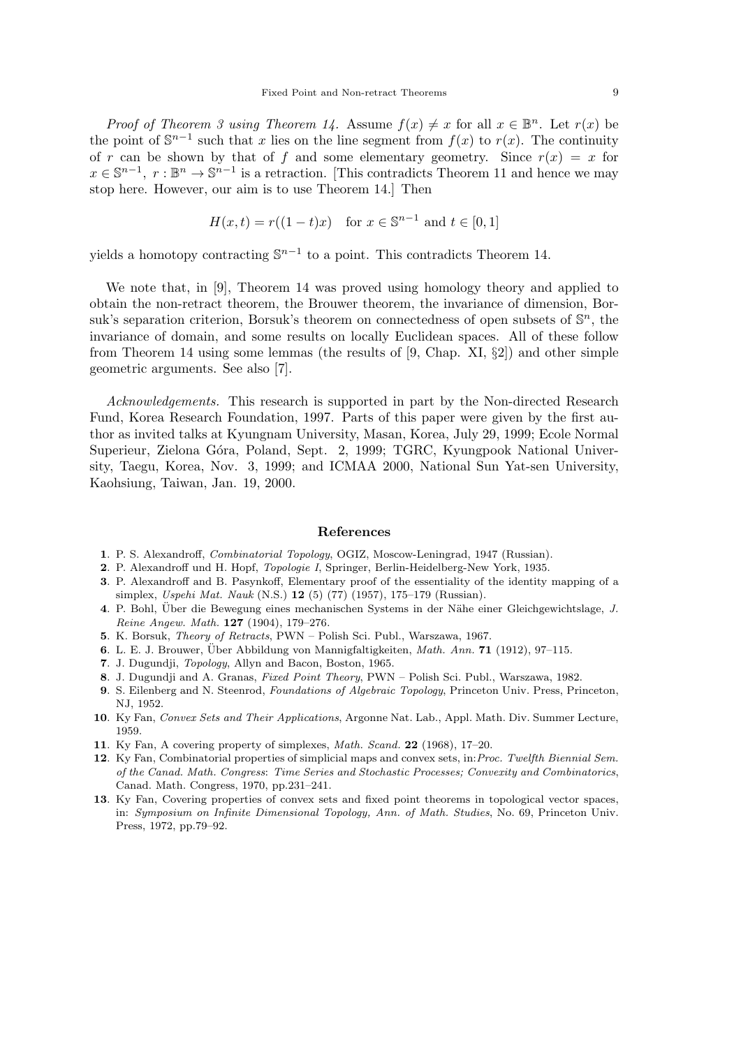*Proof of Theorem 3 using Theorem 14.* Assume $f(x) \neq x$ for all $x \in \mathbb{B}^n$. Let $r(x)$ be the point of $\mathbb{S}^{n-1}$ such that $x$ lies on the line segment from $f(x)$ to $r(x)$. The continuity of $r$ can be shown by that of $f$ and some elementary geometry. Since $r(x) = x$ for $x \in \mathbb{S}^{n-1}$, $r : \mathbb{B}^n \to \mathbb{S}^{n-1}$ is a retraction. [This contradicts Theorem 11 and hence we may stop here. However, our aim is to use Theorem 14.] Then

$$H(x,t) = r((1-t)x) \quad \text{for } x \in \mathbb{S}^{n-1} \text{ and } t \in [0,1]$$

yields a homotopy contracting $\mathbb{S}^{n-1}$ to a point. This contradicts Theorem 14.

We note that, in [9], Theorem 14 was proved using homology theory and applied to obtain the non-retract theorem, the Brouwer theorem, the invariance of dimension, Borsuk's separation criterion, Borsuk's theorem on connectedness of open subsets of $\mathbb{S}^n$, the invariance of domain, and some results on locally Euclidean spaces. All of these follow from Theorem 14 using some lemmas (the results of [9, Chap. XI, §2]) and other simple geometric arguments. See also [7].

*Acknowledgements.* This research is supported in part by the Non-directed Research Fund, Korea Research Foundation, 1997. Parts of this paper were given by the first author as invited talks at Kyungnam University, Masan, Korea, July 29, 1999; Ecole Normal Superieur, Zielona Góra, Poland, Sept. 2, 1999; TGRC, Kyungpook National University, Taegu, Korea, Nov. 3, 1999; and ICMAA 2000, National Sun Yat-sen University, Kaohsiung, Taiwan, Jan. 19, 2000.

## References

1. P. S. Alexandroff, *Combinatorial Topology*, OGIZ, Moscow-Leningrad, 1947 (Russian).
2. P. Alexandroff und H. Hopf, *Topologie I*, Springer, Berlin-Heidelberg-New York, 1935.
3. P. Alexandroff and B. Pasynkoff, Elementary proof of the essentiality of the identity mapping of a simplex, *Uspehi Mat. Nauk* (N.S.) **12** (5) (77) (1957), 175–179 (Russian).
4. P. Bohl, Über die Bewegung eines mechanischen Systems in der Nähe einer Gleichgewichtslage, *J. Reine Angew. Math.* **127** (1904), 179–276.
5. K. Borsuk, *Theory of Retracts*, PWN – Polish Sci. Publ., Warszawa, 1967.
6. L. E. J. Brouwer, Über Abbildung von Mannigfaltigkeiten, *Math. Ann.* **71** (1912), 97–115.
7. J. Dugundji, *Topology*, Allyn and Bacon, Boston, 1965.
8. J. Dugundji and A. Granas, *Fixed Point Theory*, PWN – Polish Sci. Publ., Warszawa, 1982.
9. S. Eilenberg and N. Steenrod, *Foundations of Algebraic Topology*, Princeton Univ. Press, Princeton, NJ, 1952.
10. Ky Fan, *Convex Sets and Their Applications*, Argonne Nat. Lab., Appl. Math. Div. Summer Lecture, 1959.
11. Ky Fan, A covering property of simplexes, *Math. Scand.* **22** (1968), 17–20.
12. Ky Fan, Combinatorial properties of simplicial maps and convex sets, in: *Proc. Twelfth Biennial Sem. of the Canad. Math. Congress*: *Time Series and Stochastic Processes; Convexity and Combinatorics*, Canad. Math. Congress, 1970, pp.231–241.
13. Ky Fan, Covering properties of convex sets and fixed point theorems in topological vector spaces, in: *Symposium on Infinite Dimensional Topology, Ann. of Math. Studies*, No. 69, Princeton Univ. Press, 1972, pp.79–92.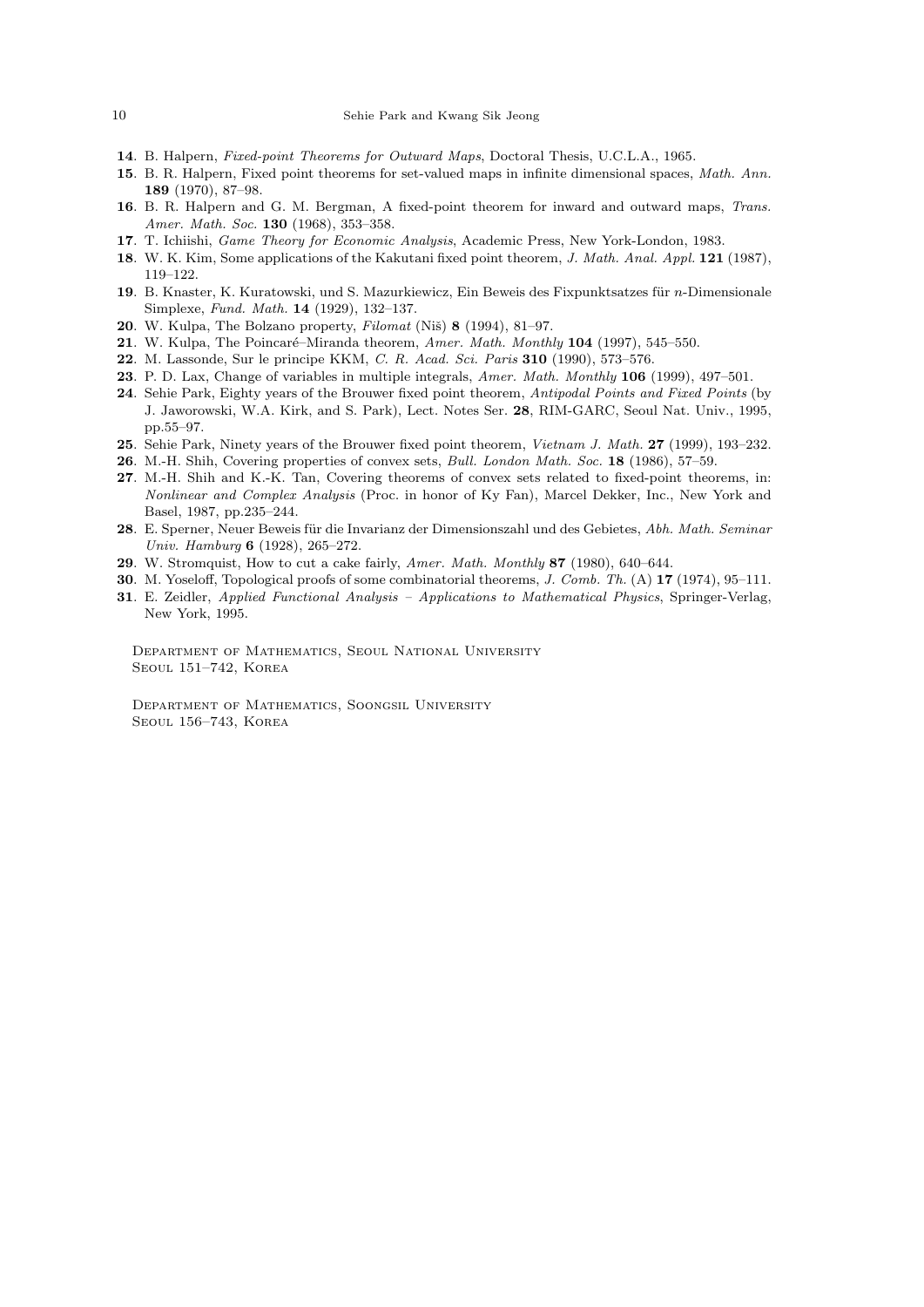**14**. B. Halpern, *Fixed-point Theorems for Outward Maps*, Doctoral Thesis, U.C.L.A., 1965.

**15**. B. R. Halpern, Fixed point theorems for set-valued maps in infinite dimensional spaces, *Math. Ann.* **189** (1970), 87–98.

**16**. B. R. Halpern and G. M. Bergman, A fixed-point theorem for inward and outward maps, *Trans. Amer. Math. Soc.* **130** (1968), 353–358.

**17**. T. Ichiishi, *Game Theory for Economic Analysis*, Academic Press, New York-London, 1983.

**18**. W. K. Kim, Some applications of the Kakutani fixed point theorem, *J. Math. Anal. Appl.* **121** (1987), 119–122.

**19**. B. Knaster, K. Kuratowski, und S. Mazurkiewicz, Ein Beweis des Fixpunktsatzes für $n$-Dimensionale Simplexe, *Fund. Math.* **14** (1929), 132–137.

**20**. W. Kulpa, The Bolzano property, *Filomat* (Niš) **8** (1994), 81–97.

**21**. W. Kulpa, The Poincaré–Miranda theorem, *Amer. Math. Monthly* **104** (1997), 545–550.

**22**. M. Lassonde, Sur le principe KKM, *C. R. Acad. Sci. Paris* **310** (1990), 573–576.

**23**. P. D. Lax, Change of variables in multiple integrals, *Amer. Math. Monthly* **106** (1999), 497–501.

**24**. Sehie Park, Eighty years of the Brouwer fixed point theorem, *Antipodal Points and Fixed Points* (by J. Jaworowski, W.A. Kirk, and S. Park), Lect. Notes Ser. **28**, RIM-GARC, Seoul Nat. Univ., 1995, pp.55–97.

**25**. Sehie Park, Ninety years of the Brouwer fixed point theorem, *Vietnam J. Math.* **27** (1999), 193–232.

**26**. M.-H. Shih, Covering properties of convex sets, *Bull. London Math. Soc.* **18** (1986), 57–59.

**27**. M.-H. Shih and K.-K. Tan, Covering theorems of convex sets related to fixed-point theorems, in: *Nonlinear and Complex Analysis* (Proc. in honor of Ky Fan), Marcel Dekker, Inc., New York and Basel, 1987, pp.235–244.

**28**. E. Sperner, Neuer Beweis für die Invarianz der Dimensionszahl und des Gebietes, *Abh. Math. Seminar Univ. Hamburg* **6** (1928), 265–272.

**29**. W. Stromquist, How to cut a cake fairly, *Amer. Math. Monthly* **87** (1980), 640–644.

**30**. M. Yoseloff, Topological proofs of some combinatorial theorems, *J. Comb. Th.* (A) **17** (1974), 95–111.

**31**. E. Zeidler, *Applied Functional Analysis – Applications to Mathematical Physics*, Springer-Verlag, New York, 1995.

Department of Mathematics, Seoul National University
Seoul 151–742, Korea

Department of Mathematics, Soongsil University
Seoul 156–743, Korea